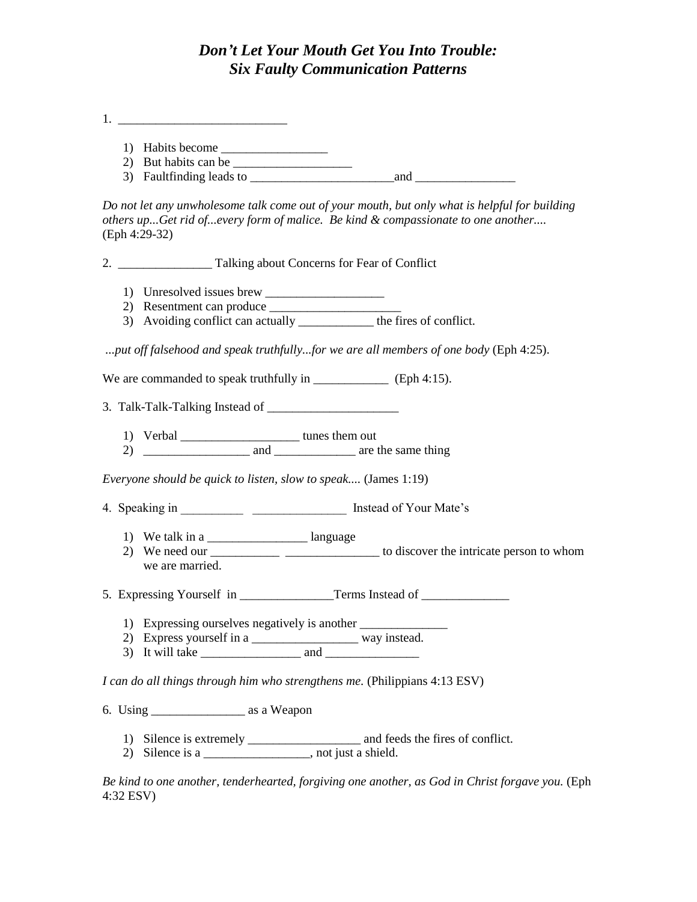# *Don't Let Your Mouth Get You Into Trouble: Six Faulty Communication Patterns*

1. ___________________________

    1) Habits become _________________
    2) But habits can be ___________________
    3) Faultfinding leads to _______________________and ________________

*Do not let any unwholesome talk come out of your mouth, but only what is helpful for building others up...Get rid of...every form of malice. Be kind & compassionate to one another....* (Eph 4:29-32)

2. _______________ Talking about Concerns for Fear of Conflict

    1) Unresolved issues brew ___________________
    2) Resentment can produce _____________________
    3) Avoiding conflict can actually ____________ the fires of conflict.

*...put off falsehood and speak truthfully...for we are all members of one body* (Eph 4:25).

We are commanded to speak truthfully in ____________ (Eph 4:15).

3. Talk-Talk-Talking Instead of _____________________

    1) Verbal ___________________ tunes them out
    2) _________________ and _____________ are the same thing

*Everyone should be quick to listen, slow to speak....* (James 1:19)

4. Speaking in __________ _______________ Instead of Your Mate's

    1) We talk in a ________________ language
    2) We need our ___________ _______________ to discover the intricate person to whom we are married.

5. Expressing Yourself in _______________Terms Instead of ______________

    1) Expressing ourselves negatively is another ______________
    2) Express yourself in a _________________ way instead.
    3) It will take ________________ and _______________

*I can do all things through him who strengthens me.* (Philippians 4:13 ESV)

6. Using _______________ as a Weapon

    1) Silence is extremely __________________ and feeds the fires of conflict.
    2) Silence is a _________________, not just a shield.

*Be kind to one another, tenderhearted, forgiving one another, as God in Christ forgave you.* (Eph 4:32 ESV)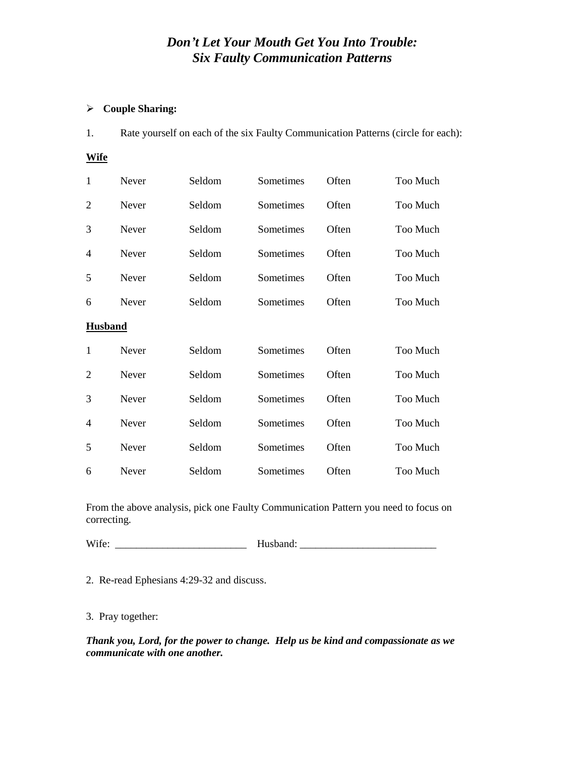# *Don't Let Your Mouth Get You Into Trouble: Six Faulty Communication Patterns*

- **Couple Sharing:**

1. Rate yourself on each of the six Faulty Communication Patterns (circle for each):

**Wife**

| | | | | | |
|---|---|---|---|---|---|
| 1 | Never | Seldom | Sometimes | Often | Too Much |
| 2 | Never | Seldom | Sometimes | Often | Too Much |
| 3 | Never | Seldom | Sometimes | Often | Too Much |
| 4 | Never | Seldom | Sometimes | Often | Too Much |
| 5 | Never | Seldom | Sometimes | Often | Too Much |
| 6 | Never | Seldom | Sometimes | Often | Too Much |

**Husband**

| | | | | | |
|---|---|---|---|---|---|
| 1 | Never | Seldom | Sometimes | Often | Too Much |
| 2 | Never | Seldom | Sometimes | Often | Too Much |
| 3 | Never | Seldom | Sometimes | Often | Too Much |
| 4 | Never | Seldom | Sometimes | Often | Too Much |
| 5 | Never | Seldom | Sometimes | Often | Too Much |
| 6 | Never | Seldom | Sometimes | Often | Too Much |

From the above analysis, pick one Faulty Communication Pattern you need to focus on correcting.

Wife: _________________________ Husband: __________________________

2. Re-read Ephesians 4:29-32 and discuss.

3. Pray together:

***Thank you, Lord, for the power to change. Help us be kind and compassionate as we communicate with one another.***